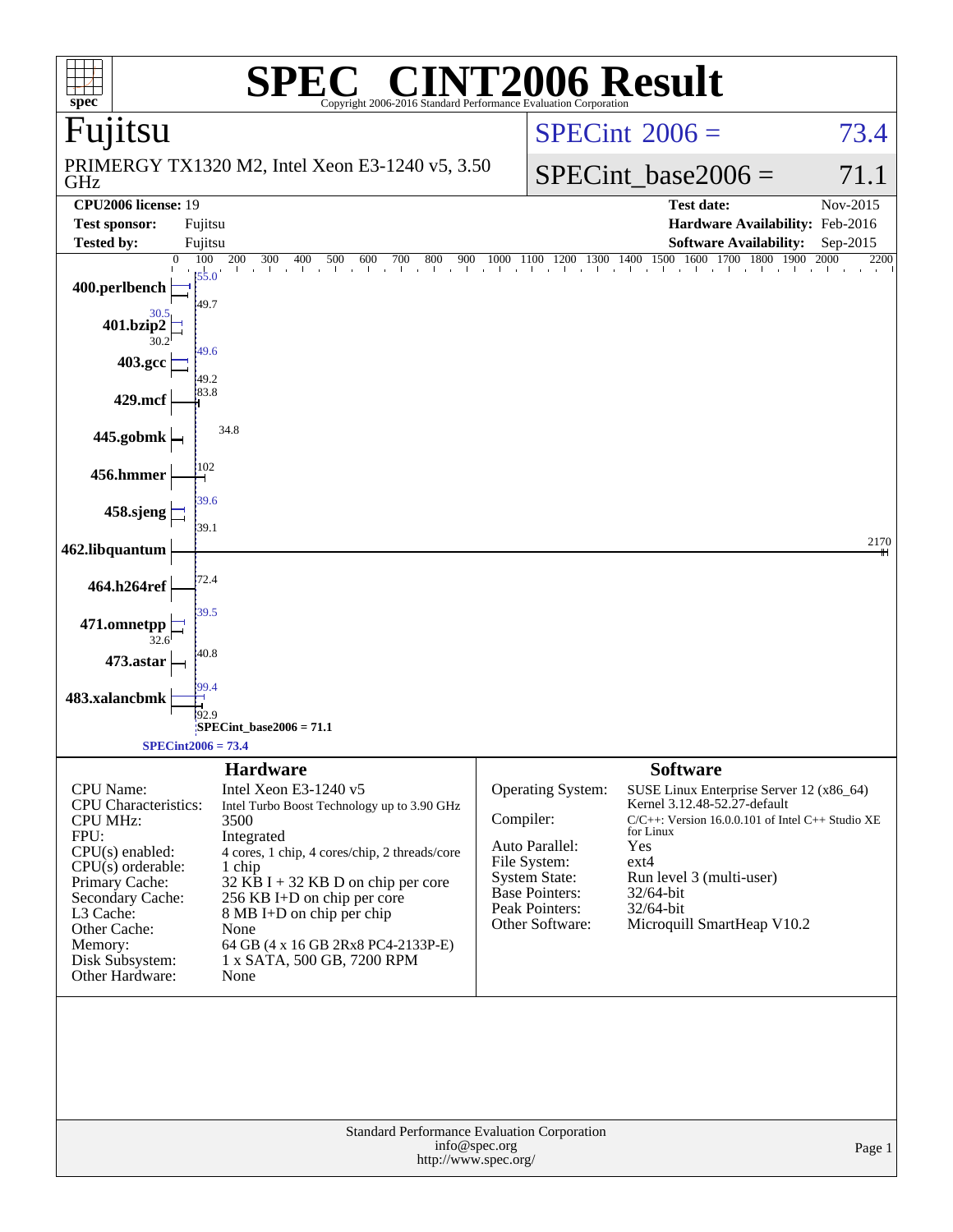# SPEC® CINT2006 Result

Copyright 2006-2016 Standard Performance Evaluation Corporation

## Fujitsu

PRIMERGY TX1320 M2, Intel Xeon E3-1240 v5, 3.50 GHz

SPECint 2006 = 73.4

SPECint_base2006 = 71.1

| | | | |
|---|---|---|---|
| **CPU2006 license:** 19 | | **Test date:** | Nov-2015 |
| **Test sponsor:** | Fujitsu | **Hardware Availability:** | Feb-2016 |
| **Tested by:** | Fujitsu | **Software Availability:** | Sep-2015 |

| Benchmark | Peak | Base |
|---|---|---|
| 400.perlbench | 55.0 | 49.7 |
| 401.bzip2 | 30.5 | 30.2 |
| 403.gcc | 49.6 | 49.2 |
| 429.mcf | | 83.8 |
| 445.gobmk | | 34.8 |
| 456.hmmer | | 102 |
| 458.sjeng | 39.6 | 39.1 |
| 462.libquantum | | 2170 |
| 464.h264ref | | 72.4 |
| 471.omnetpp | 39.5 | 32.6 |
| 473.astar | | 40.8 |
| 483.xalancbmk | 99.4 | 92.9 |

SPECint_base2006 = 71.1

SPECint2006 = 73.4

## Hardware

| | |
|---|---|
| CPU Name: | Intel Xeon E3-1240 v5 |
| CPU Characteristics: | Intel Turbo Boost Technology up to 3.90 GHz |
| CPU MHz: | 3500 |
| FPU: | Integrated |
| CPU(s) enabled: | 4 cores, 1 chip, 4 cores/chip, 2 threads/core |
| CPU(s) orderable: | 1 chip |
| Primary Cache: | 32 KB I + 32 KB D on chip per core |
| Secondary Cache: | 256 KB I+D on chip per core |
| L3 Cache: | 8 MB I+D on chip per chip |
| Other Cache: | None |
| Memory: | 64 GB (4 x 16 GB 2Rx8 PC4-2133P-E) |
| Disk Subsystem: | 1 x SATA, 500 GB, 7200 RPM |
| Other Hardware: | None |

## Software

| | |
|---|---|
| Operating System: | SUSE Linux Enterprise Server 12 (x86_64) Kernel 3.12.48-52.27-default |
| Compiler: | C/C++: Version 16.0.0.101 of Intel C++ Studio XE for Linux |
| Auto Parallel: | Yes |
| File System: | ext4 |
| System State: | Run level 3 (multi-user) |
| Base Pointers: | 32/64-bit |
| Peak Pointers: | 32/64-bit |
| Other Software: | Microquill SmartHeap V10.2 |

Standard Performance Evaluation Corporation
info@spec.org
http://www.spec.org/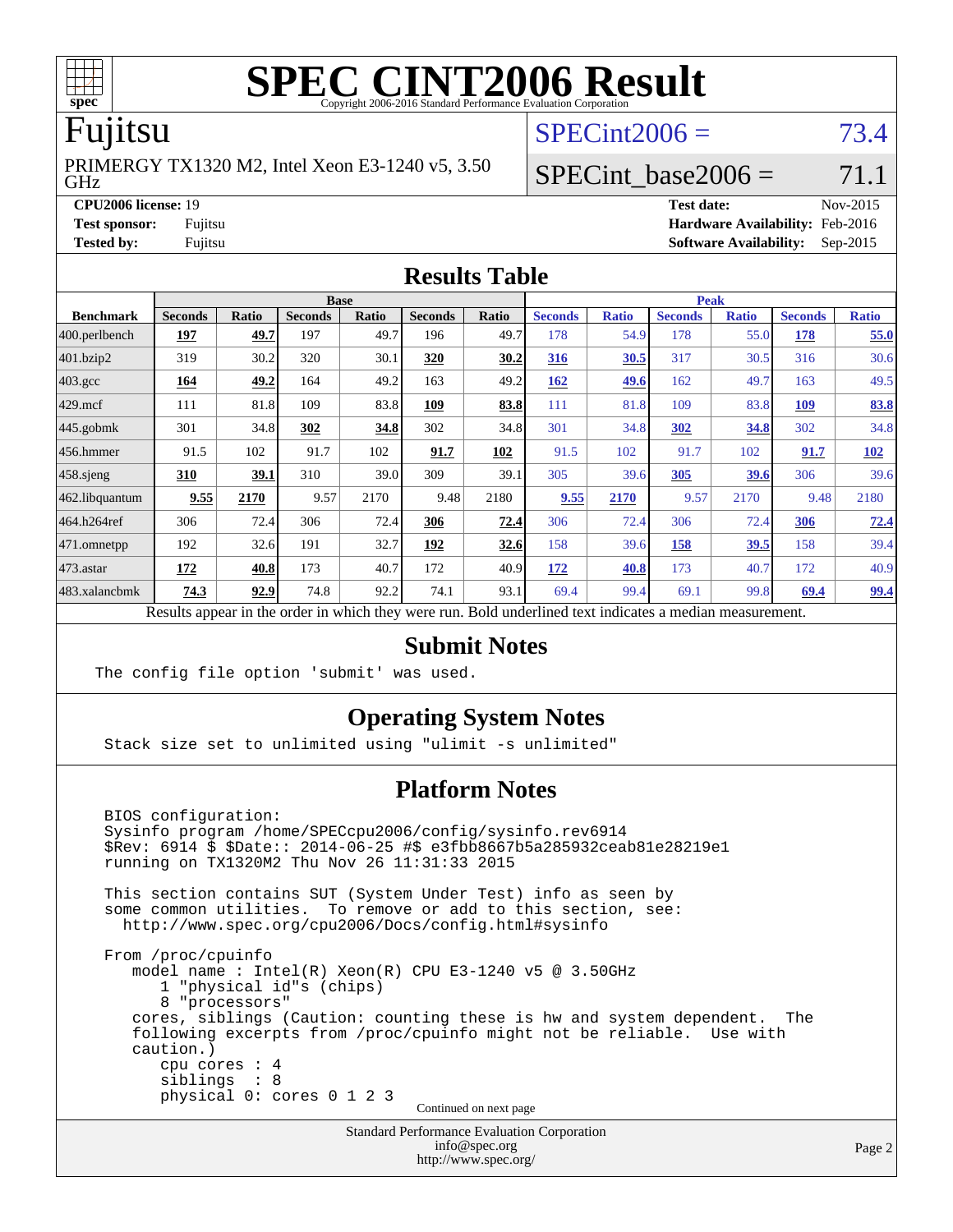# SPEC CINT2006 Result

Copyright 2006-2016 Standard Performance Evaluation Corporation

## Fujitsu

PRIMERGY TX1320 M2, Intel Xeon E3-1240 v5, 3.50 GHz

SPECint2006 = 73.4

SPECint_base2006 = 71.1

**CPU2006 license:** 19
**Test sponsor:** Fujitsu
**Tested by:** Fujitsu

**Test date:** Nov-2015
**Hardware Availability:** Feb-2016
**Software Availability:** Sep-2015

## Results Table

| Benchmark | Base | | | | | | Peak | | | | | |
|---|---|---|---|---|---|---|---|---|---|---|---|---|
| | Seconds | Ratio | Seconds | Ratio | Seconds | Ratio | Seconds | Ratio | Seconds | Ratio | Seconds | Ratio |
| 400.perlbench | **197** | **49.7** | 197 | 49.7 | 196 | 49.7 | 178 | 54.9 | 178 | 55.0 | **178** | **55.0** |
| 401.bzip2 | 319 | 30.2 | 320 | 30.1 | **320** | **30.2** | **316** | **30.5** | 317 | 30.5 | 316 | 30.6 |
| 403.gcc | **164** | **49.2** | 164 | 49.2 | 163 | 49.2 | **162** | **49.6** | 162 | 49.7 | 163 | 49.5 |
| 429.mcf | 111 | 81.8 | 109 | 83.8 | **109** | **83.8** | 111 | 81.8 | 109 | 83.8 | **109** | **83.8** |
| 445.gobmk | 301 | 34.8 | **302** | **34.8** | 302 | 34.8 | 301 | 34.8 | **302** | **34.8** | 302 | 34.8 |
| 456.hmmer | 91.5 | 102 | 91.7 | 102 | **91.7** | **102** | 91.5 | 102 | 91.7 | 102 | **91.7** | **102** |
| 458.sjeng | **310** | **39.1** | 310 | 39.0 | 309 | 39.1 | 305 | 39.6 | **305** | **39.6** | 306 | 39.6 |
| 462.libquantum | **9.55** | **2170** | 9.57 | 2170 | 9.48 | 2180 | **9.55** | **2170** | 9.57 | 2170 | 9.48 | 2180 |
| 464.h264ref | 306 | 72.4 | 306 | 72.4 | **306** | **72.4** | 306 | 72.4 | 306 | 72.4 | **306** | **72.4** |
| 471.omnetpp | 192 | 32.6 | 191 | 32.7 | **192** | **32.6** | 158 | 39.6 | **158** | **39.5** | 158 | 39.4 |
| 473.astar | **172** | **40.8** | 173 | 40.7 | 172 | 40.9 | **172** | **40.8** | 173 | 40.7 | 172 | 40.9 |
| 483.xalancbmk | **74.3** | **92.9** | 74.8 | 92.2 | 74.1 | 93.1 | 69.4 | 99.4 | 69.1 | 99.8 | **69.4** | **99.4** |

Results appear in the order in which they were run. Bold underlined text indicates a median measurement.

## Submit Notes

```
The config file option 'submit' was used.
```

## Operating System Notes

```
Stack size set to unlimited using "ulimit -s unlimited"
```

## Platform Notes

```
BIOS configuration:
Sysinfo program /home/SPECcpu2006/config/sysinfo.rev6914
$Rev: 6914 $ $Date:: 2014-06-25 #$ e3fbb8667b5a285932ceab81e28219e1
running on TX1320M2 Thu Nov 26 11:31:33 2015

This section contains SUT (System Under Test) info as seen by
some common utilities.  To remove or add to this section, see:
  http://www.spec.org/cpu2006/Docs/config.html#sysinfo

From /proc/cpuinfo
   model name : Intel(R) Xeon(R) CPU E3-1240 v5 @ 3.50GHz
      1 "physical id"s (chips)
      8 "processors"
   cores, siblings (Caution: counting these is hw and system dependent.  The
   following excerpts from /proc/cpuinfo might not be reliable.  Use with
   caution.)
      cpu cores : 4
      siblings  : 8
      physical 0: cores 0 1 2 3
```

Continued on next page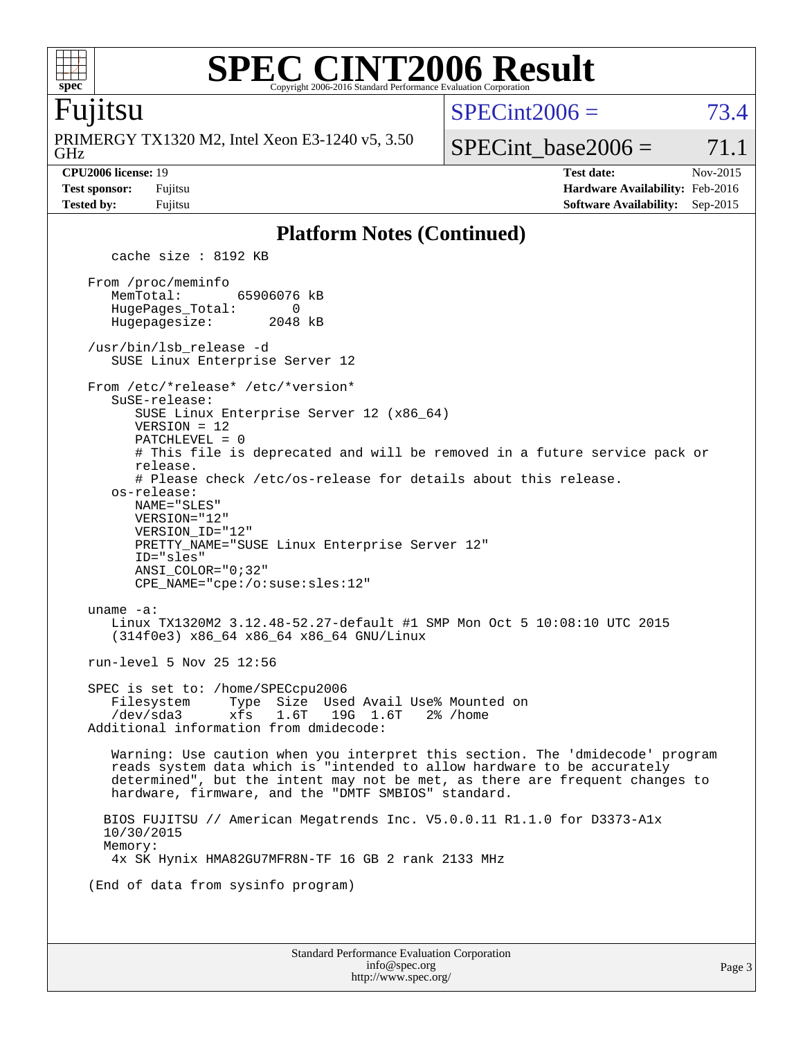# SPEC CINT2006 Result

Copyright 2006-2016 Standard Performance Evaluation Corporation

**Fujitsu**

PRIMERGY TX1320 M2, Intel Xeon E3-1240 v5, 3.50 GHz

SPECint2006 = 73.4

SPECint_base2006 = 71.1

| | | | |
|---|---|---|---|
| **CPU2006 license:** 19 | | **Test date:** | Nov-2015 |
| **Test sponsor:** | Fujitsu | **Hardware Availability:** | Feb-2016 |
| **Tested by:** | Fujitsu | **Software Availability:** | Sep-2015 |

## Platform Notes (Continued)

```
    cache size : 8192 KB

 From /proc/meminfo
    MemTotal:       65906076 kB
    HugePages_Total:       0
    Hugepagesize:       2048 kB

 /usr/bin/lsb_release -d
    SUSE Linux Enterprise Server 12

 From /etc/*release* /etc/*version*
    SuSE-release:
       SUSE Linux Enterprise Server 12 (x86_64)
       VERSION = 12
       PATCHLEVEL = 0
       # This file is deprecated and will be removed in a future service pack or
       release.
       # Please check /etc/os-release for details about this release.
    os-release:
       NAME="SLES"
       VERSION="12"
       VERSION_ID="12"
       PRETTY_NAME="SUSE Linux Enterprise Server 12"
       ID="sles"
       ANSI_COLOR="0;32"
       CPE_NAME="cpe:/o:suse:sles:12"

 uname -a:
    Linux TX1320M2 3.12.48-52.27-default #1 SMP Mon Oct 5 10:08:10 UTC 2015
    (314f0e3) x86_64 x86_64 x86_64 GNU/Linux

 run-level 5 Nov 25 12:56

 SPEC is set to: /home/SPECcpu2006
    Filesystem     Type  Size  Used Avail Use% Mounted on
    /dev/sda3      xfs   1.6T   19G  1.6T   2% /home
 Additional information from dmidecode:

    Warning: Use caution when you interpret this section. The 'dmidecode' program
    reads system data which is "intended to allow hardware to be accurately
    determined", but the intent may not be met, as there are frequent changes to
    hardware, firmware, and the "DMTF SMBIOS" standard.

   BIOS FUJITSU // American Megatrends Inc. V5.0.0.11 R1.1.0 for D3373-A1x
   10/30/2015
   Memory:
    4x SK Hynix HMA82GU7MFR8N-TF 16 GB 2 rank 2133 MHz

 (End of data from sysinfo program)
```

Standard Performance Evaluation Corporation
info@spec.org
http://www.spec.org/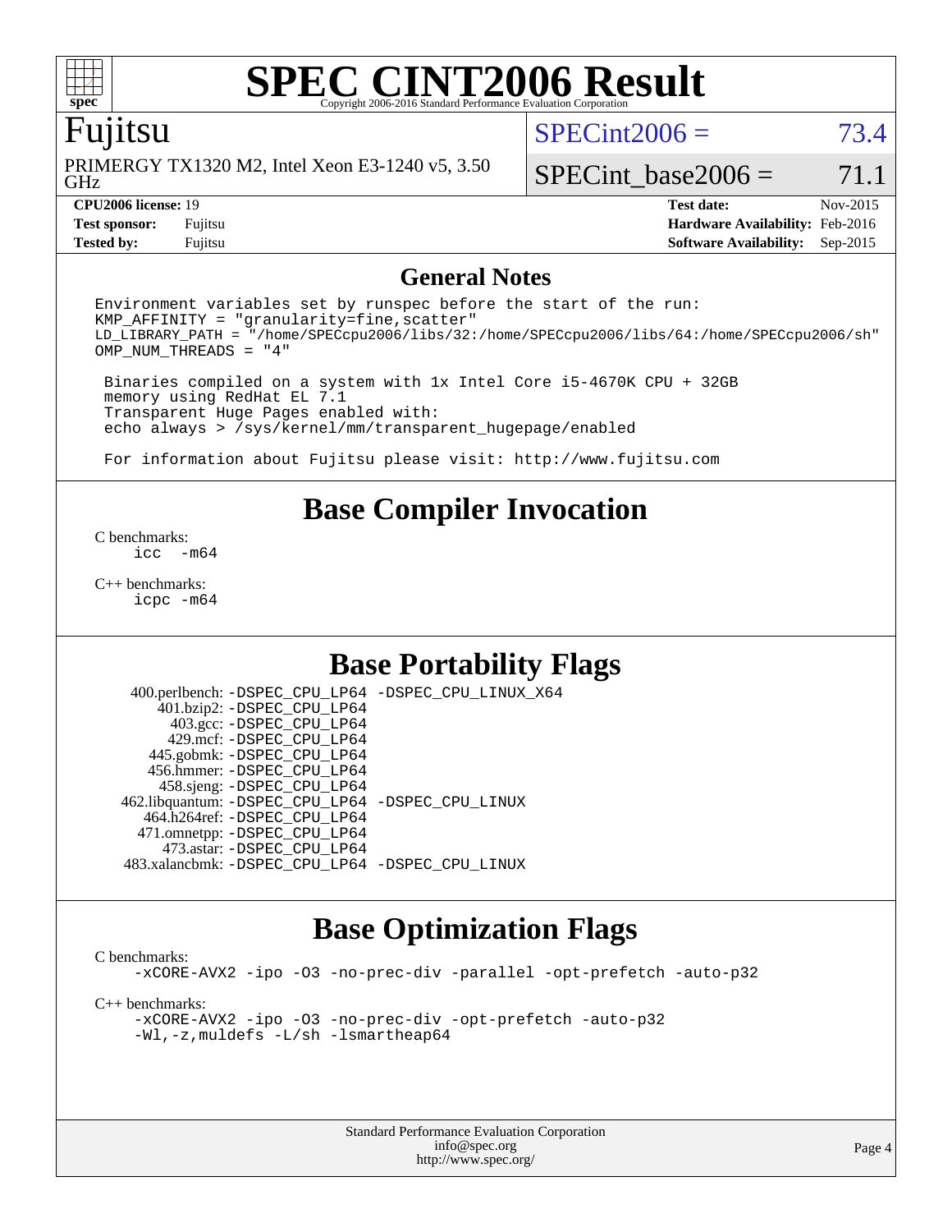# SPEC CINT2006 Result

Copyright 2006-2016 Standard Performance Evaluation Corporation

## Fujitsu

PRIMERGY TX1320 M2, Intel Xeon E3-1240 v5, 3.50 GHz

SPECint2006 = 73.4

SPECint_base2006 = 71.1

| | | | |
|---|---|---|---|
| **CPU2006 license:** 19 | | **Test date:** | Nov-2015 |
| **Test sponsor:** | Fujitsu | **Hardware Availability:** | Feb-2016 |
| **Tested by:** | Fujitsu | **Software Availability:** | Sep-2015 |

## General Notes

```
Environment variables set by runspec before the start of the run:
KMP_AFFINITY = "granularity=fine,scatter"
LD_LIBRARY_PATH = "/home/SPECcpu2006/libs/32:/home/SPECcpu2006/libs/64:/home/SPECcpu2006/sh"
OMP_NUM_THREADS = "4"

 Binaries compiled on a system with 1x Intel Core i5-4670K CPU + 32GB
 memory using RedHat EL 7.1
 Transparent Huge Pages enabled with:
 echo always > /sys/kernel/mm/transparent_hugepage/enabled

 For information about Fujitsu please visit: http://www.fujitsu.com
```

## Base Compiler Invocation

C benchmarks:
```
icc  -m64
```

C++ benchmarks:
```
icpc -m64
```

## Base Portability Flags

| | |
|---|---|
| 400.perlbench: | -DSPEC_CPU_LP64 -DSPEC_CPU_LINUX_X64 |
| 401.bzip2: | -DSPEC_CPU_LP64 |
| 403.gcc: | -DSPEC_CPU_LP64 |
| 429.mcf: | -DSPEC_CPU_LP64 |
| 445.gobmk: | -DSPEC_CPU_LP64 |
| 456.hmmer: | -DSPEC_CPU_LP64 |
| 458.sjeng: | -DSPEC_CPU_LP64 |
| 462.libquantum: | -DSPEC_CPU_LP64 -DSPEC_CPU_LINUX |
| 464.h264ref: | -DSPEC_CPU_LP64 |
| 471.omnetpp: | -DSPEC_CPU_LP64 |
| 473.astar: | -DSPEC_CPU_LP64 |
| 483.xalancbmk: | -DSPEC_CPU_LP64 -DSPEC_CPU_LINUX |

## Base Optimization Flags

C benchmarks:
```
-xCORE-AVX2 -ipo -O3 -no-prec-div -parallel -opt-prefetch -auto-p32
```

C++ benchmarks:
```
-xCORE-AVX2 -ipo -O3 -no-prec-div -opt-prefetch -auto-p32
-Wl,-z,muldefs -L/sh -lsmartheap64
```

Standard Performance Evaluation Corporation
info@spec.org
http://www.spec.org/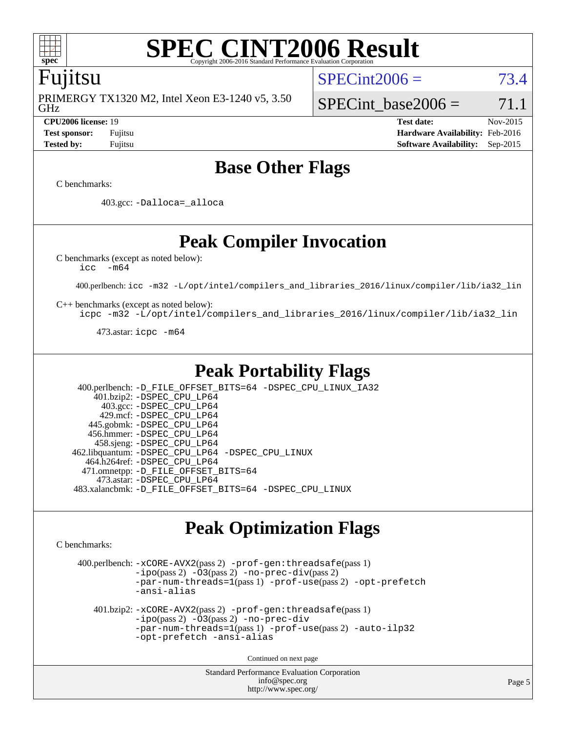# SPEC CINT2006 Result

Copyright 2006-2016 Standard Performance Evaluation Corporation

## Fujitsu

PRIMERGY TX1320 M2, Intel Xeon E3-1240 v5, 3.50 GHz

SPECint2006 = 73.4

SPECint_base2006 = 71.1

| | | | |
|---|---|---|---|
| **CPU2006 license:** | 19 | **Test date:** | Nov-2015 |
| **Test sponsor:** | Fujitsu | **Hardware Availability:** | Feb-2016 |
| **Tested by:** | Fujitsu | **Software Availability:** | Sep-2015 |

## Base Other Flags

C benchmarks:

403.gcc: `-Dalloca=_alloca`

## Peak Compiler Invocation

C benchmarks (except as noted below):
`icc -m64`

400.perlbench: `icc -m32 -L/opt/intel/compilers_and_libraries_2016/linux/compiler/lib/ia32_lin`

C++ benchmarks (except as noted below):
`icpc -m32 -L/opt/intel/compilers_and_libraries_2016/linux/compiler/lib/ia32_lin`

473.astar: `icpc -m64`

## Peak Portability Flags

400.perlbench: `-D_FILE_OFFSET_BITS=64 -DSPEC_CPU_LINUX_IA32`
401.bzip2: `-DSPEC_CPU_LP64`
403.gcc: `-DSPEC_CPU_LP64`
429.mcf: `-DSPEC_CPU_LP64`
445.gobmk: `-DSPEC_CPU_LP64`
456.hmmer: `-DSPEC_CPU_LP64`
458.sjeng: `-DSPEC_CPU_LP64`
462.libquantum: `-DSPEC_CPU_LP64 -DSPEC_CPU_LINUX`
464.h264ref: `-DSPEC_CPU_LP64`
471.omnetpp: `-D_FILE_OFFSET_BITS=64`
473.astar: `-DSPEC_CPU_LP64`
483.xalancbmk: `-D_FILE_OFFSET_BITS=64 -DSPEC_CPU_LINUX`

## Peak Optimization Flags

C benchmarks:

400.perlbench: `-xCORE-AVX2`(pass 2) `-prof-gen:threadsafe`(pass 1) `-ipo`(pass 2) `-O3`(pass 2) `-no-prec-div`(pass 2) `-par-num-threads=1`(pass 1) `-prof-use`(pass 2) `-opt-prefetch` `-ansi-alias`

401.bzip2: `-xCORE-AVX2`(pass 2) `-prof-gen:threadsafe`(pass 1) `-ipo`(pass 2) `-O3`(pass 2) `-no-prec-div` `-par-num-threads=1`(pass 1) `-prof-use`(pass 2) `-auto-ilp32` `-opt-prefetch` `-ansi-alias`

Continued on next page

Standard Performance Evaluation Corporation
info@spec.org
http://www.spec.org/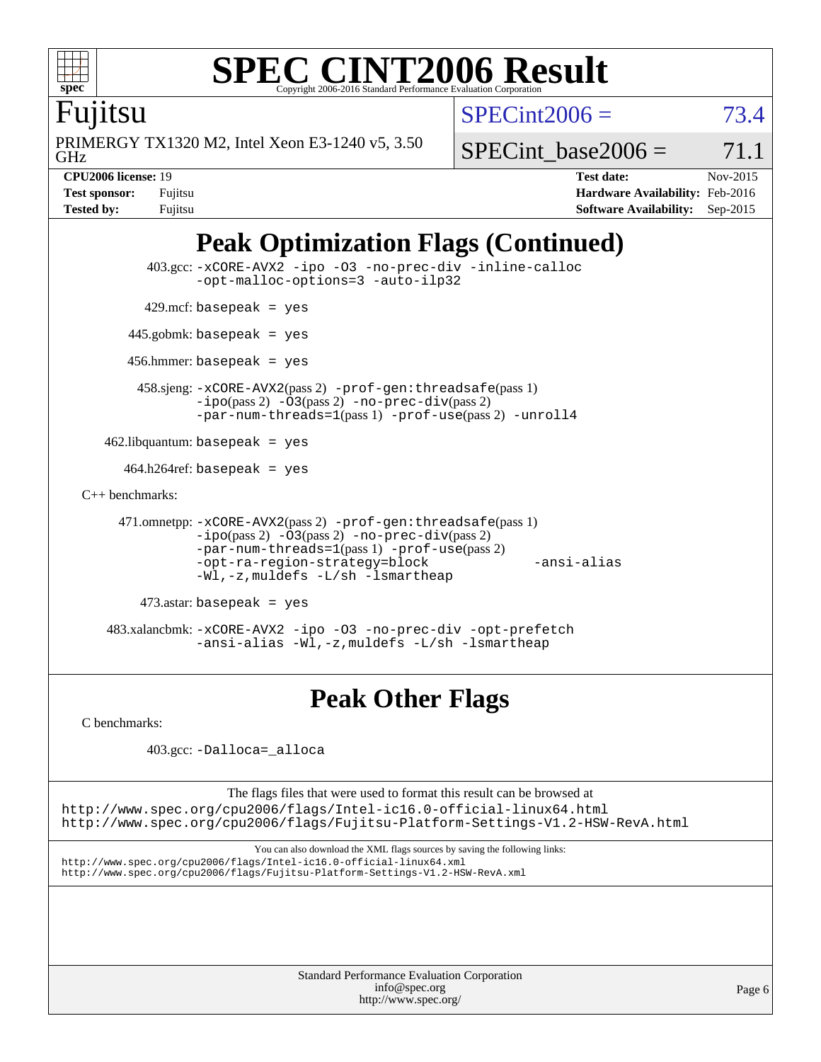# Peak Optimization Flags (Continued)

403.gcc: -xCORE-AVX2 -ipo -O3 -no-prec-div -inline-calloc -opt-malloc-options=3 -auto-ilp32

429.mcf: basepeak = yes

445.gobmk: basepeak = yes

456.hmmer: basepeak = yes

458.sjeng: -xCORE-AVX2(pass 2) -prof-gen:threadsafe(pass 1) -ipo(pass 2) -O3(pass 2) -no-prec-div(pass 2) -par-num-threads=1(pass 1) -prof-use(pass 2) -unroll4

462.libquantum: basepeak = yes

464.h264ref: basepeak = yes

C++ benchmarks:

471.omnetpp: -xCORE-AVX2(pass 2) -prof-gen:threadsafe(pass 1) -ipo(pass 2) -O3(pass 2) -no-prec-div(pass 2) -par-num-threads=1(pass 1) -prof-use(pass 2) -opt-ra-region-strategy=block -ansi-alias -Wl,-z,muldefs -L/sh -lsmartheap

473.astar: basepeak = yes

483.xalancbmk: -xCORE-AVX2 -ipo -O3 -no-prec-div -opt-prefetch -ansi-alias -Wl,-z,muldefs -L/sh -lsmartheap

# Peak Other Flags

C benchmarks:

403.gcc: -Dalloca=_alloca

The flags files that were used to format this result can be browsed at
http://www.spec.org/cpu2006/flags/Intel-ic16.0-official-linux64.html
http://www.spec.org/cpu2006/flags/Fujitsu-Platform-Settings-V1.2-HSW-RevA.html

You can also download the XML flags sources by saving the following links:
http://www.spec.org/cpu2006/flags/Intel-ic16.0-official-linux64.xml
http://www.spec.org/cpu2006/flags/Fujitsu-Platform-Settings-V1.2-HSW-RevA.xml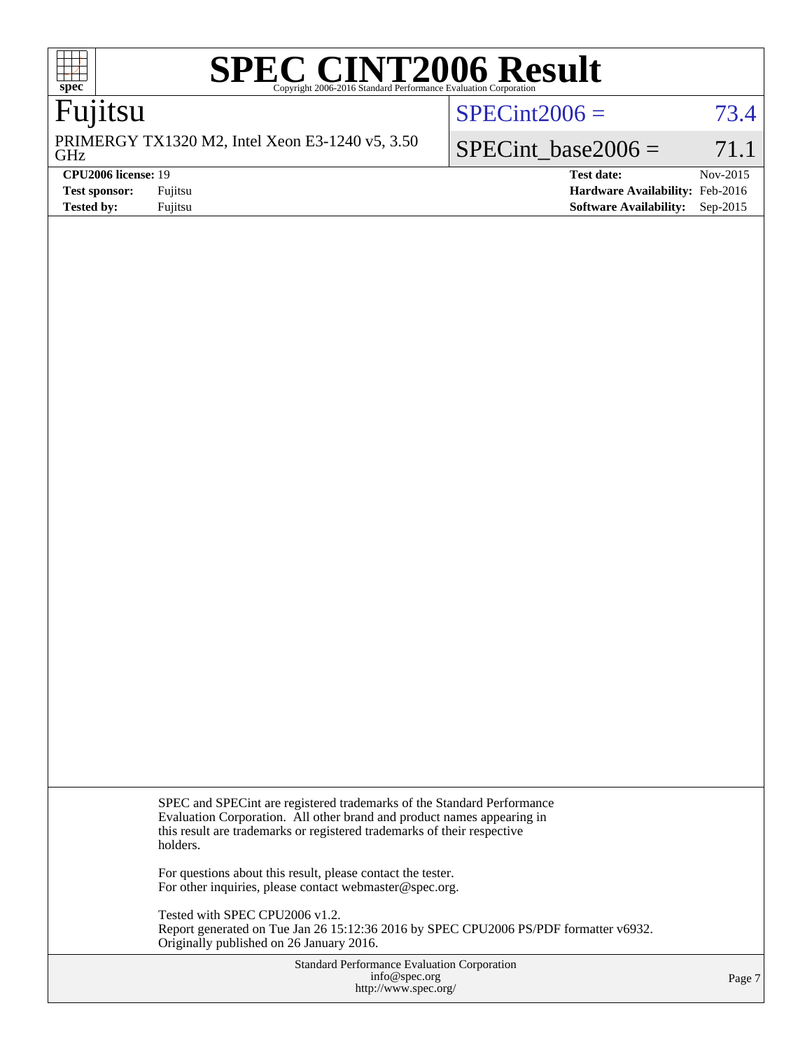SPEC and SPECint are registered trademarks of the Standard Performance Evaluation Corporation. All other brand and product names appearing in this result are trademarks or registered trademarks of their respective holders.

For questions about this result, please contact the tester.
For other inquiries, please contact webmaster@spec.org.

Tested with SPEC CPU2006 v1.2.
Report generated on Tue Jan 26 15:12:36 2016 by SPEC CPU2006 PS/PDF formatter v6932.
Originally published on 26 January 2016.